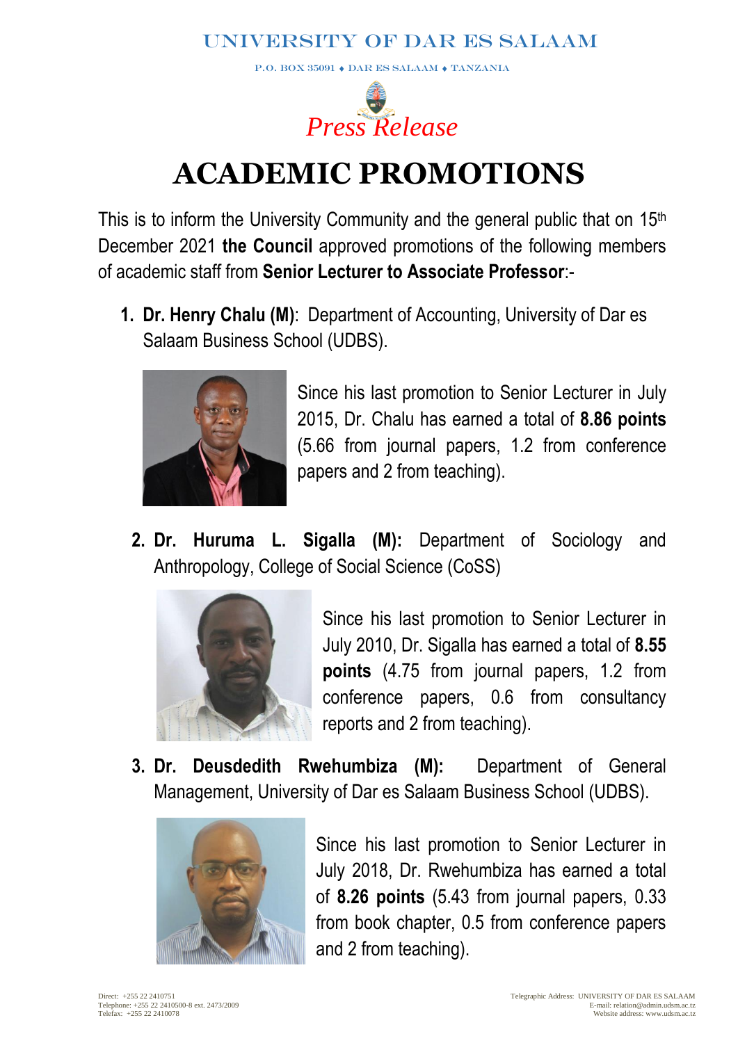UNIVERSITY OF DAR ES SALAAM

P.O. BOX 35091 ♦ DAR ES SALAAM ♦ TANZANIA

*Press Release*

# ACADEMIC PROMOTIONS

This is to inform the University Community and the general public that on 15th December 2021 **the Council** approved promotions of the following members of academic staff from **Senior Lecturer to Associate Professor**:-

1. **Dr. Henry Chalu (M)**: Department of Accounting, University of Dar es Salaam Business School (UDBS).

   Since his last promotion to Senior Lecturer in July 2015, Dr. Chalu has earned a total of **8.86 points** (5.66 from journal papers, 1.2 from conference papers and 2 from teaching).

2. **Dr. Huruma L. Sigalla (M):** Department of Sociology and Anthropology, College of Social Science (CoSS)

   Since his last promotion to Senior Lecturer in July 2010, Dr. Sigalla has earned a total of **8.55 points** (4.75 from journal papers, 1.2 from conference papers, 0.6 from consultancy reports and 2 from teaching).

3. **Dr. Deusdedith Rwehumbiza (M):** Department of General Management, University of Dar es Salaam Business School (UDBS).

   Since his last promotion to Senior Lecturer in July 2018, Dr. Rwehumbiza has earned a total of **8.26 points** (5.43 from journal papers, 0.33 from book chapter, 0.5 from conference papers and 2 from teaching).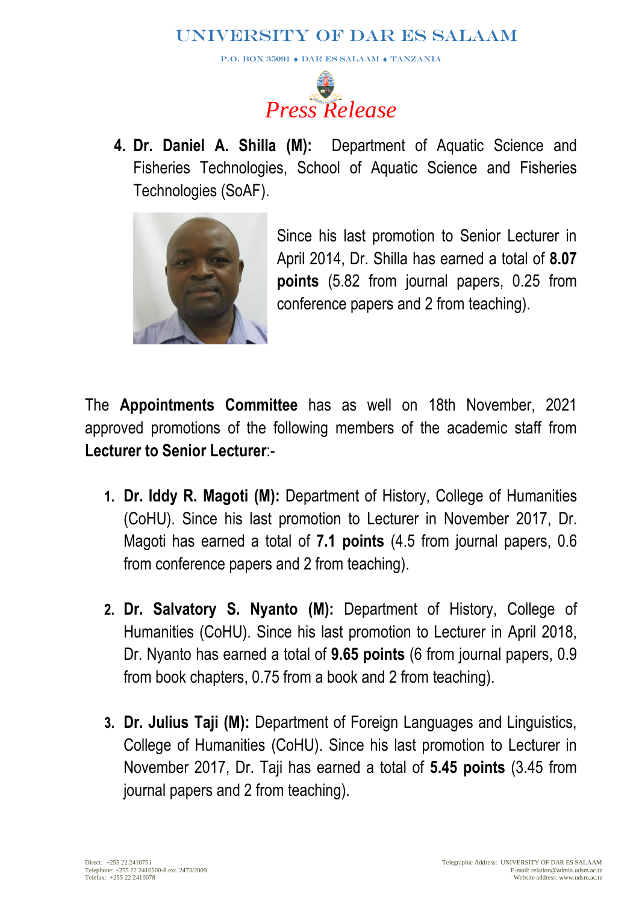4. **Dr. Daniel A. Shilla (M):** Department of Aquatic Science and Fisheries Technologies, School of Aquatic Science and Fisheries Technologies (SoAF).

Since his last promotion to Senior Lecturer in April 2014, Dr. Shilla has earned a total of **8.07 points** (5.82 from journal papers, 0.25 from conference papers and 2 from teaching).

The **Appointments Committee** has as well on 18th November, 2021 approved promotions of the following members of the academic staff from **Lecturer to Senior Lecturer**:-

1. **Dr. Iddy R. Magoti (M):** Department of History, College of Humanities (CoHU). Since his last promotion to Lecturer in November 2017, Dr. Magoti has earned a total of **7.1 points** (4.5 from journal papers, 0.6 from conference papers and 2 from teaching).

2. **Dr. Salvatory S. Nyanto (M):** Department of History, College of Humanities (CoHU). Since his last promotion to Lecturer in April 2018, Dr. Nyanto has earned a total of **9.65 points** (6 from journal papers, 0.9 from book chapters, 0.75 from a book and 2 from teaching).

3. **Dr. Julius Taji (M):** Department of Foreign Languages and Linguistics, College of Humanities (CoHU). Since his last promotion to Lecturer in November 2017, Dr. Taji has earned a total of **5.45 points** (3.45 from journal papers and 2 from teaching).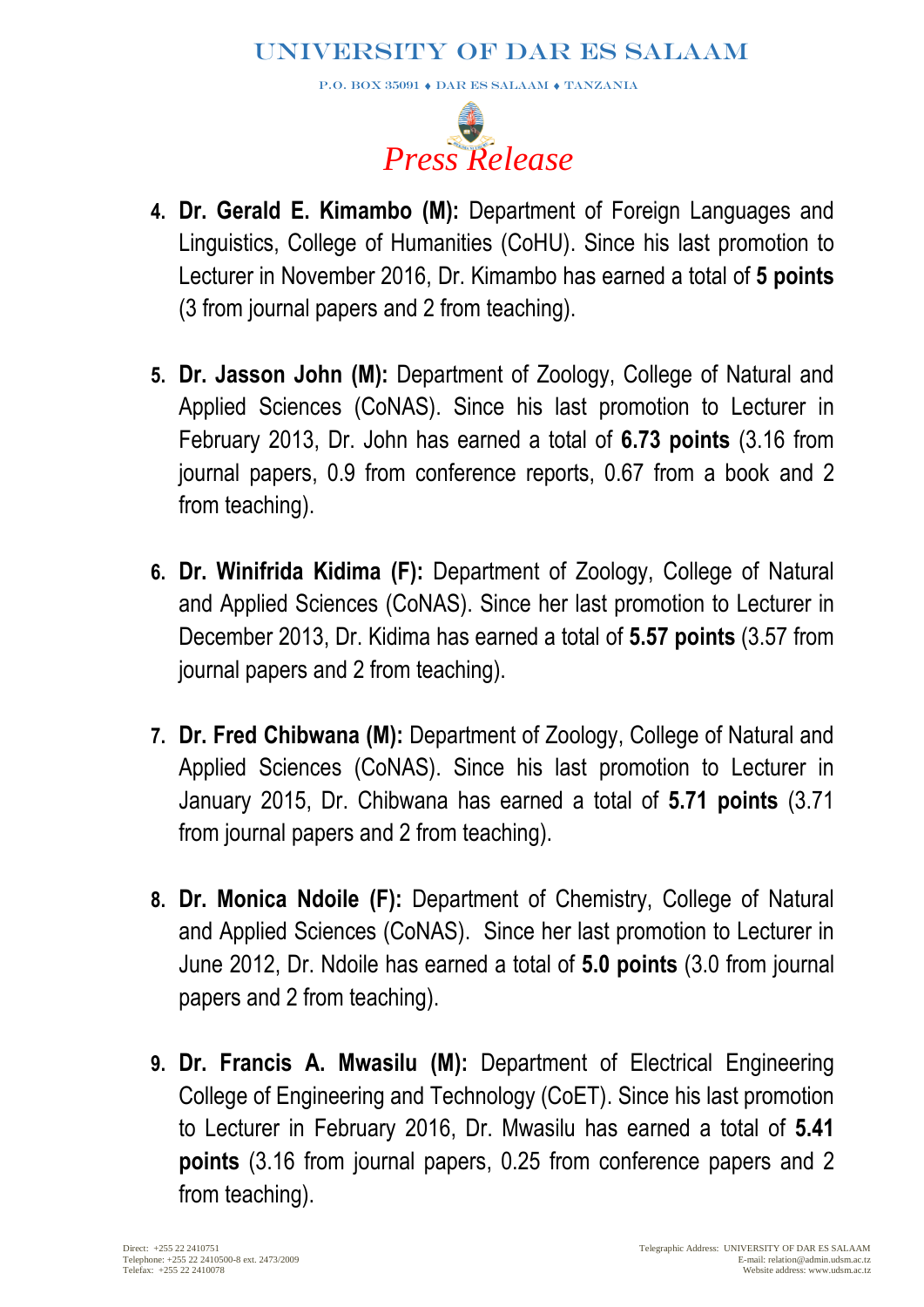4. **Dr. Gerald E. Kimambo (M):** Department of Foreign Languages and Linguistics, College of Humanities (CoHU). Since his last promotion to Lecturer in November 2016, Dr. Kimambo has earned a total of **5 points** (3 from journal papers and 2 from teaching).

5. **Dr. Jasson John (M):** Department of Zoology, College of Natural and Applied Sciences (CoNAS). Since his last promotion to Lecturer in February 2013, Dr. John has earned a total of **6.73 points** (3.16 from journal papers, 0.9 from conference reports, 0.67 from a book and 2 from teaching).

6. **Dr. Winifrida Kidima (F):** Department of Zoology, College of Natural and Applied Sciences (CoNAS). Since her last promotion to Lecturer in December 2013, Dr. Kidima has earned a total of **5.57 points** (3.57 from journal papers and 2 from teaching).

7. **Dr. Fred Chibwana (M):** Department of Zoology, College of Natural and Applied Sciences (CoNAS). Since his last promotion to Lecturer in January 2015, Dr. Chibwana has earned a total of **5.71 points** (3.71 from journal papers and 2 from teaching).

8. **Dr. Monica Ndoile (F):** Department of Chemistry, College of Natural and Applied Sciences (CoNAS). Since her last promotion to Lecturer in June 2012, Dr. Ndoile has earned a total of **5.0 points** (3.0 from journal papers and 2 from teaching).

9. **Dr. Francis A. Mwasilu (M):** Department of Electrical Engineering College of Engineering and Technology (CoET). Since his last promotion to Lecturer in February 2016, Dr. Mwasilu has earned a total of **5.41 points** (3.16 from journal papers, 0.25 from conference papers and 2 from teaching).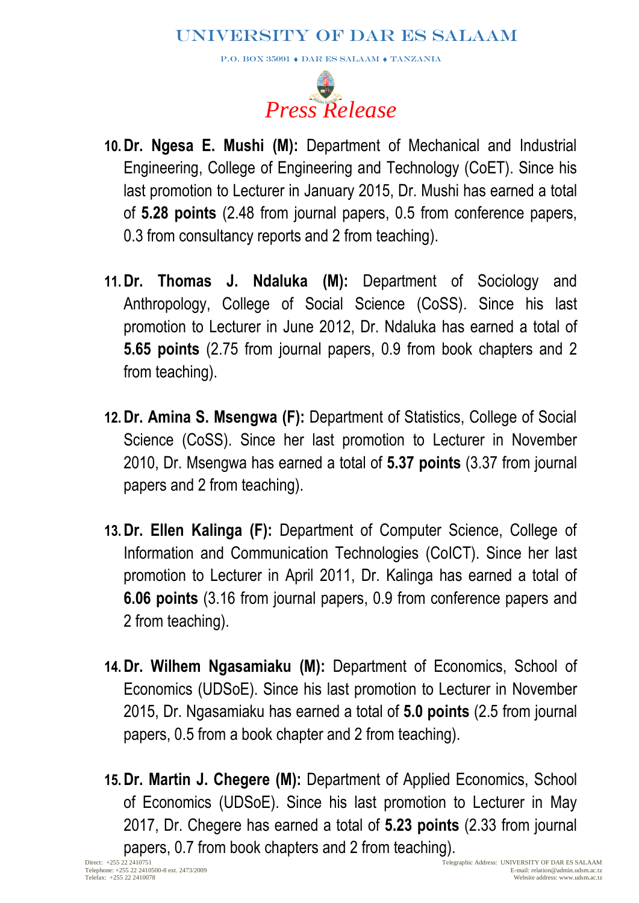10. **Dr. Ngesa E. Mushi (M):** Department of Mechanical and Industrial Engineering, College of Engineering and Technology (CoET). Since his last promotion to Lecturer in January 2015, Dr. Mushi has earned a total of **5.28 points** (2.48 from journal papers, 0.5 from conference papers, 0.3 from consultancy reports and 2 from teaching).

11. **Dr. Thomas J. Ndaluka (M):** Department of Sociology and Anthropology, College of Social Science (CoSS). Since his last promotion to Lecturer in June 2012, Dr. Ndaluka has earned a total of **5.65 points** (2.75 from journal papers, 0.9 from book chapters and 2 from teaching).

12. **Dr. Amina S. Msengwa (F):** Department of Statistics, College of Social Science (CoSS). Since her last promotion to Lecturer in November 2010, Dr. Msengwa has earned a total of **5.37 points** (3.37 from journal papers and 2 from teaching).

13. **Dr. Ellen Kalinga (F):** Department of Computer Science, College of Information and Communication Technologies (CoICT). Since her last promotion to Lecturer in April 2011, Dr. Kalinga has earned a total of **6.06 points** (3.16 from journal papers, 0.9 from conference papers and 2 from teaching).

14. **Dr. Wilhem Ngasamiaku (M):** Department of Economics, School of Economics (UDSoE). Since his last promotion to Lecturer in November 2015, Dr. Ngasamiaku has earned a total of **5.0 points** (2.5 from journal papers, 0.5 from a book chapter and 2 from teaching).

15. **Dr. Martin J. Chegere (M):** Department of Applied Economics, School of Economics (UDSoE). Since his last promotion to Lecturer in May 2017, Dr. Chegere has earned a total of **5.23 points** (2.33 from journal papers, 0.7 from book chapters and 2 from teaching).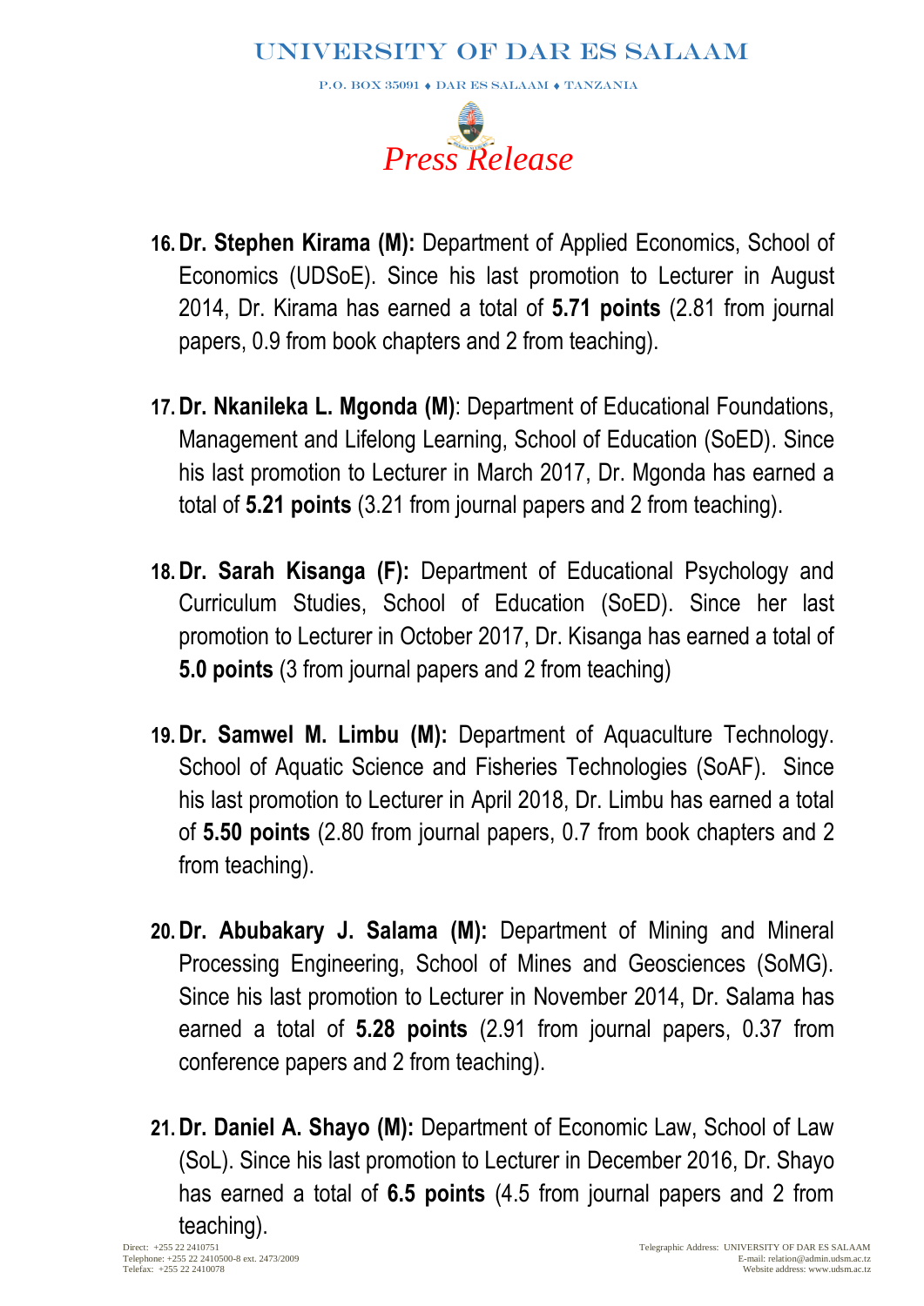16. **Dr. Stephen Kirama (M):** Department of Applied Economics, School of Economics (UDSoE). Since his last promotion to Lecturer in August 2014, Dr. Kirama has earned a total of **5.71 points** (2.81 from journal papers, 0.9 from book chapters and 2 from teaching).

17. **Dr. Nkanileka L. Mgonda (M)**: Department of Educational Foundations, Management and Lifelong Learning, School of Education (SoED). Since his last promotion to Lecturer in March 2017, Dr. Mgonda has earned a total of **5.21 points** (3.21 from journal papers and 2 from teaching).

18. **Dr. Sarah Kisanga (F):** Department of Educational Psychology and Curriculum Studies, School of Education (SoED). Since her last promotion to Lecturer in October 2017, Dr. Kisanga has earned a total of **5.0 points** (3 from journal papers and 2 from teaching)

19. **Dr. Samwel M. Limbu (M):** Department of Aquaculture Technology. School of Aquatic Science and Fisheries Technologies (SoAF). Since his last promotion to Lecturer in April 2018, Dr. Limbu has earned a total of **5.50 points** (2.80 from journal papers, 0.7 from book chapters and 2 from teaching).

20. **Dr. Abubakary J. Salama (M):** Department of Mining and Mineral Processing Engineering, School of Mines and Geosciences (SoMG). Since his last promotion to Lecturer in November 2014, Dr. Salama has earned a total of **5.28 points** (2.91 from journal papers, 0.37 from conference papers and 2 from teaching).

21. **Dr. Daniel A. Shayo (M):** Department of Economic Law, School of Law (SoL). Since his last promotion to Lecturer in December 2016, Dr. Shayo has earned a total of **6.5 points** (4.5 from journal papers and 2 from teaching).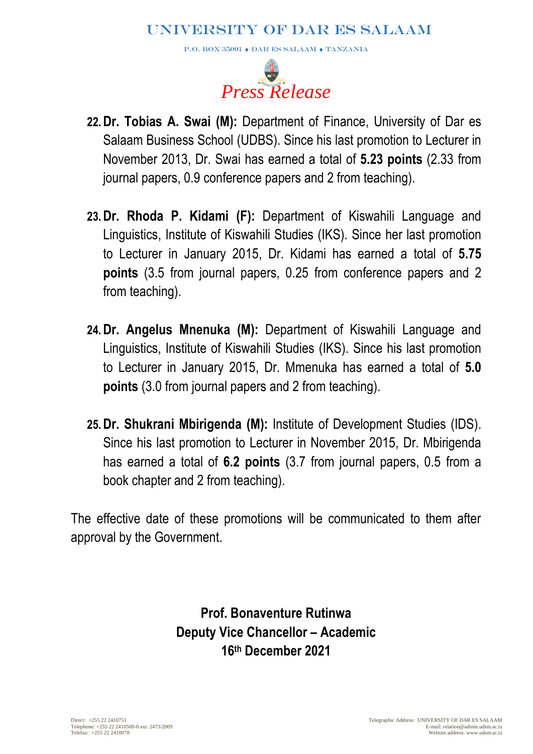22. **Dr. Tobias A. Swai (M):** Department of Finance, University of Dar es Salaam Business School (UDBS). Since his last promotion to Lecturer in November 2013, Dr. Swai has earned a total of **5.23 points** (2.33 from journal papers, 0.9 conference papers and 2 from teaching).

23. **Dr. Rhoda P. Kidami (F):** Department of Kiswahili Language and Linguistics, Institute of Kiswahili Studies (IKS). Since her last promotion to Lecturer in January 2015, Dr. Kidami has earned a total of **5.75 points** (3.5 from journal papers, 0.25 from conference papers and 2 from teaching).

24. **Dr. Angelus Mnenuka (M):** Department of Kiswahili Language and Linguistics, Institute of Kiswahili Studies (IKS). Since his last promotion to Lecturer in January 2015, Dr. Mmenuka has earned a total of **5.0 points** (3.0 from journal papers and 2 from teaching).

25. **Dr. Shukrani Mbirigenda (M):** Institute of Development Studies (IDS). Since his last promotion to Lecturer in November 2015, Dr. Mbirigenda has earned a total of **6.2 points** (3.7 from journal papers, 0.5 from a book chapter and 2 from teaching).

The effective date of these promotions will be communicated to them after approval by the Government.

**Prof. Bonaventure Rutinwa**
**Deputy Vice Chancellor – Academic**
**16th December 2021**